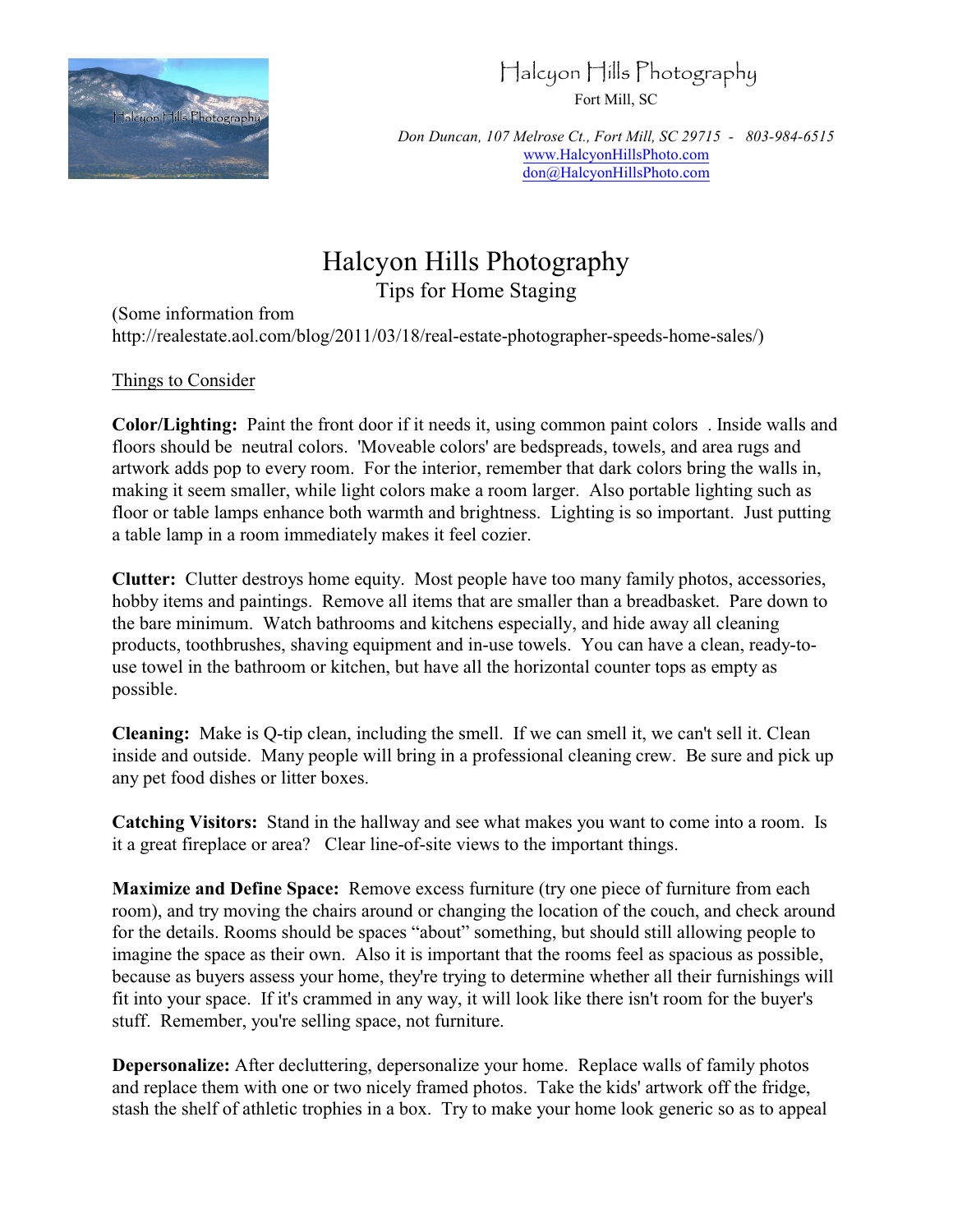Halcyon Hills Photography

Fort Mill, SC

*Don Duncan, 107 Melrose Ct., Fort Mill, SC 29715 - 803-984-6515*
www.HalcyonHillsPhoto.com
don@HalcyonHillsPhoto.com

# Halcyon Hills Photography

## Tips for Home Staging

(Some information from http://realestate.aol.com/blog/2011/03/18/real-estate-photographer-speeds-home-sales/)

Things to Consider

**Color/Lighting:** Paint the front door if it needs it, using common paint colors . Inside walls and floors should be neutral colors. 'Moveable colors' are bedspreads, towels, and area rugs and artwork adds pop to every room. For the interior, remember that dark colors bring the walls in, making it seem smaller, while light colors make a room larger. Also portable lighting such as floor or table lamps enhance both warmth and brightness. Lighting is so important. Just putting a table lamp in a room immediately makes it feel cozier.

**Clutter:** Clutter destroys home equity. Most people have too many family photos, accessories, hobby items and paintings. Remove all items that are smaller than a breadbasket. Pare down to the bare minimum. Watch bathrooms and kitchens especially, and hide away all cleaning products, toothbrushes, shaving equipment and in-use towels. You can have a clean, ready-to-use towel in the bathroom or kitchen, but have all the horizontal counter tops as empty as possible.

**Cleaning:** Make is Q-tip clean, including the smell. If we can smell it, we can't sell it. Clean inside and outside. Many people will bring in a professional cleaning crew. Be sure and pick up any pet food dishes or litter boxes.

**Catching Visitors:** Stand in the hallway and see what makes you want to come into a room. Is it a great fireplace or area? Clear line-of-site views to the important things.

**Maximize and Define Space:** Remove excess furniture (try one piece of furniture from each room), and try moving the chairs around or changing the location of the couch, and check around for the details. Rooms should be spaces "about" something, but should still allowing people to imagine the space as their own. Also it is important that the rooms feel as spacious as possible, because as buyers assess your home, they're trying to determine whether all their furnishings will fit into your space. If it's crammed in any way, it will look like there isn't room for the buyer's stuff. Remember, you're selling space, not furniture.

**Depersonalize:** After decluttering, depersonalize your home. Replace walls of family photos and replace them with one or two nicely framed photos. Take the kids' artwork off the fridge, stash the shelf of athletic trophies in a box. Try to make your home look generic so as to appeal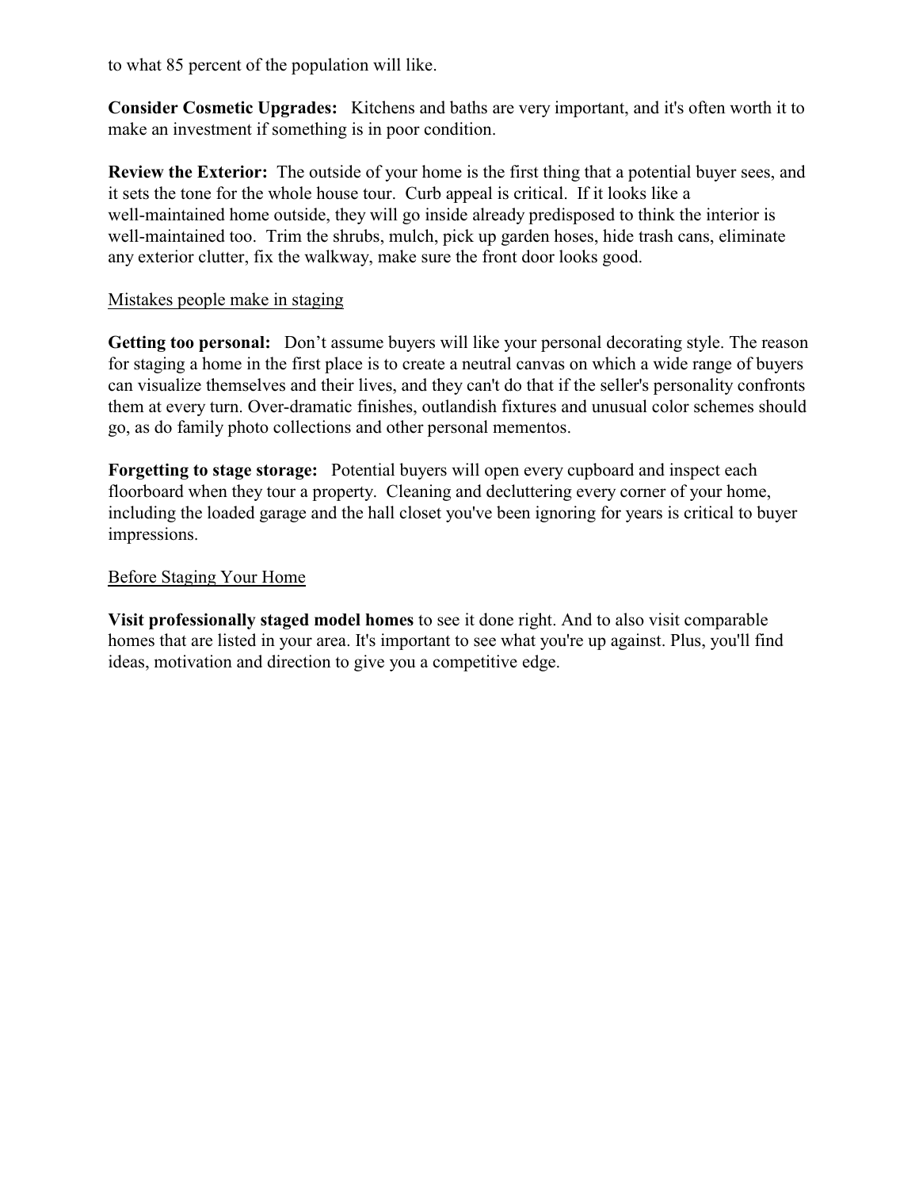to what 85 percent of the population will like.

**Consider Cosmetic Upgrades:** Kitchens and baths are very important, and it's often worth it to make an investment if something is in poor condition.

**Review the Exterior:** The outside of your home is the first thing that a potential buyer sees, and it sets the tone for the whole house tour. Curb appeal is critical. If it looks like a well-maintained home outside, they will go inside already predisposed to think the interior is well-maintained too. Trim the shrubs, mulch, pick up garden hoses, hide trash cans, eliminate any exterior clutter, fix the walkway, make sure the front door looks good.

<u>Mistakes people make in staging</u>

**Getting too personal:** Don't assume buyers will like your personal decorating style. The reason for staging a home in the first place is to create a neutral canvas on which a wide range of buyers can visualize themselves and their lives, and they can't do that if the seller's personality confronts them at every turn. Over-dramatic finishes, outlandish fixtures and unusual color schemes should go, as do family photo collections and other personal mementos.

**Forgetting to stage storage:** Potential buyers will open every cupboard and inspect each floorboard when they tour a property. Cleaning and decluttering every corner of your home, including the loaded garage and the hall closet you've been ignoring for years is critical to buyer impressions.

<u>Before Staging Your Home</u>

**Visit professionally staged model homes** to see it done right. And to also visit comparable homes that are listed in your area. It's important to see what you're up against. Plus, you'll find ideas, motivation and direction to give you a competitive edge.